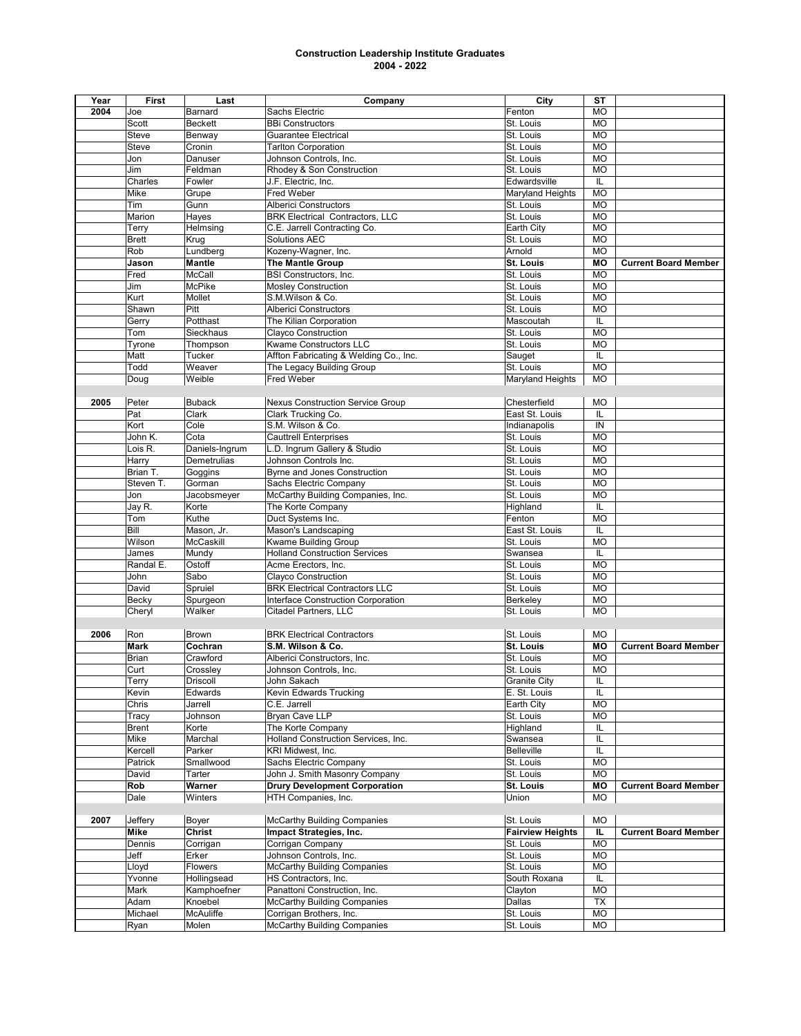**Construction Leadership Institute Graduates**
**2004 - 2022**

| Year | First | Last | Company | City | ST | |
|---|---|---|---|---|---|---|
| 2004 | Joe | Barnard | Sachs Electric | Fenton | MO | |
| | Scott | Beckett | BBi Constructors | St. Louis | MO | |
| | Steve | Benway | Guarantee Electrical | St. Louis | MO | |
| | Steve | Cronin | Tarlton Corporation | St. Louis | MO | |
| | Jon | Danuser | Johnson Controls, Inc. | St. Louis | MO | |
| | Jim | Feldman | Rhodey & Son Construction | St. Louis | MO | |
| | Charles | Fowler | J.F. Electric, Inc. | Edwardsville | IL | |
| | Mike | Grupe | Fred Weber | Maryland Heights | MO | |
| | Tim | Gunn | Alberici Constructors | St. Louis | MO | |
| | Marion | Hayes | BRK Electrical Contractors, LLC | St. Louis | MO | |
| | Terry | Helmsing | C.E. Jarrell Contracting Co. | Earth City | MO | |
| | Brett | Krug | Solutions AEC | St. Louis | MO | |
| | Rob | Lundberg | Kozeny-Wagner, Inc. | Arnold | MO | |
| | **Jason** | **Mantle** | **The Mantle Group** | **St. Louis** | **MO** | **Current Board Member** |
| | Fred | McCall | BSI Constructors, Inc. | St. Louis | MO | |
| | Jim | McPike | Mosley Construction | St. Louis | MO | |
| | Kurt | Mollet | S.M.Wilson & Co. | St. Louis | MO | |
| | Shawn | Pitt | Alberici Constructors | St. Louis | MO | |
| | Gerry | Potthast | The Kilian Corporation | Mascoutah | IL | |
| | Tom | Sieckhaus | Clayco Construction | St. Louis | MO | |
| | Tyrone | Thompson | Kwame Constructors LLC | St. Louis | MO | |
| | Matt | Tucker | Affton Fabricating & Welding Co., Inc. | Sauget | IL | |
| | Todd | Weaver | The Legacy Building Group | St. Louis | MO | |
| | Doug | Weible | Fred Weber | Maryland Heights | MO | |
| | | | | | | |
| 2005 | Peter | Buback | Nexus Construction Service Group | Chesterfield | MO | |
| | Pat | Clark | Clark Trucking Co. | East St. Louis | IL | |
| | Kort | Cole | S.M. Wilson & Co. | Indianapolis | IN | |
| | John K. | Cota | Cauttrell Enterprises | St. Louis | MO | |
| | Lois R. | Daniels-Ingrum | L.D. Ingrum Gallery & Studio | St. Louis | MO | |
| | Harry | Demetrulias | Johnson Controls Inc. | St. Louis | MO | |
| | Brian T. | Goggins | Byrne and Jones Construction | St. Louis | MO | |
| | Steven T. | Gorman | Sachs Electric Company | St. Louis | MO | |
| | Jon | Jacobsmeyer | McCarthy Building Companies, Inc. | St. Louis | MO | |
| | Jay R. | Korte | The Korte Company | Highland | IL | |
| | Tom | Kuthe | Duct Systems Inc. | Fenton | MO | |
| | Bill | Mason, Jr. | Mason's Landscaping | East St. Louis | IL | |
| | Wilson | McCaskill | Kwame Building Group | St. Louis | MO | |
| | James | Mundy | Holland Construction Services | Swansea | IL | |
| | Randal E. | Ostoff | Acme Erectors, Inc. | St. Louis | MO | |
| | John | Sabo | Clayco Construction | St. Louis | MO | |
| | David | Spruiel | BRK Electrical Contractors LLC | St. Louis | MO | |
| | Becky | Spurgeon | Interface Construction Corporation | Berkeley | MO | |
| | Cheryl | Walker | Citadel Partners, LLC | St. Louis | MO | |
| | | | | | | |
| 2006 | Ron | Brown | BRK Electrical Contractors | St. Louis | MO | |
| | **Mark** | **Cochran** | **S.M. Wilson & Co.** | **St. Louis** | **MO** | **Current Board Member** |
| | Brian | Crawford | Alberici Constructors, Inc. | St. Louis | MO | |
| | Curt | Crossley | Johnson Controls, Inc. | St. Louis | MO | |
| | Terry | Driscoll | John Sakach | Granite City | IL | |
| | Kevin | Edwards | Kevin Edwards Trucking | E. St. Louis | IL | |
| | Chris | Jarrell | C.E. Jarrell | Earth City | MO | |
| | Tracy | Johnson | Bryan Cave LLP | St. Louis | MO | |
| | Brent | Korte | The Korte Company | Highland | IL | |
| | Mike | Marchal | Holland Construction Services, Inc. | Swansea | IL | |
| | Kercell | Parker | KRI Midwest, Inc. | Belleville | IL | |
| | Patrick | Smallwood | Sachs Electric Company | St. Louis | MO | |
| | David | Tarter | John J. Smith Masonry Company | St. Louis | MO | |
| | **Rob** | **Warner** | **Drury Development Corporation** | **St. Louis** | **MO** | **Current Board Member** |
| | Dale | Winters | HTH Companies, Inc. | Union | MO | |
| | | | | | | |
| 2007 | Jeffery | Boyer | McCarthy Building Companies | St. Louis | MO | |
| | **Mike** | **Christ** | **Impact Strategies, Inc.** | **Fairview Heights** | **IL** | **Current Board Member** |
| | Dennis | Corrigan | Corrigan Company | St. Louis | MO | |
| | Jeff | Erker | Johnson Controls, Inc. | St. Louis | MO | |
| | Lloyd | Flowers | McCarthy Building Companies | St. Louis | MO | |
| | Yvonne | Hollingsead | HS Contractors, Inc. | South Roxana | IL | |
| | Mark | Kamphoefner | Panattoni Construction, Inc. | Clayton | MO | |
| | Adam | Knoebel | McCarthy Building Companies | Dallas | TX | |
| | Michael | McAuliffe | Corrigan Brothers, Inc. | St. Louis | MO | |
| | Ryan | Molen | McCarthy Building Companies | St. Louis | MO | |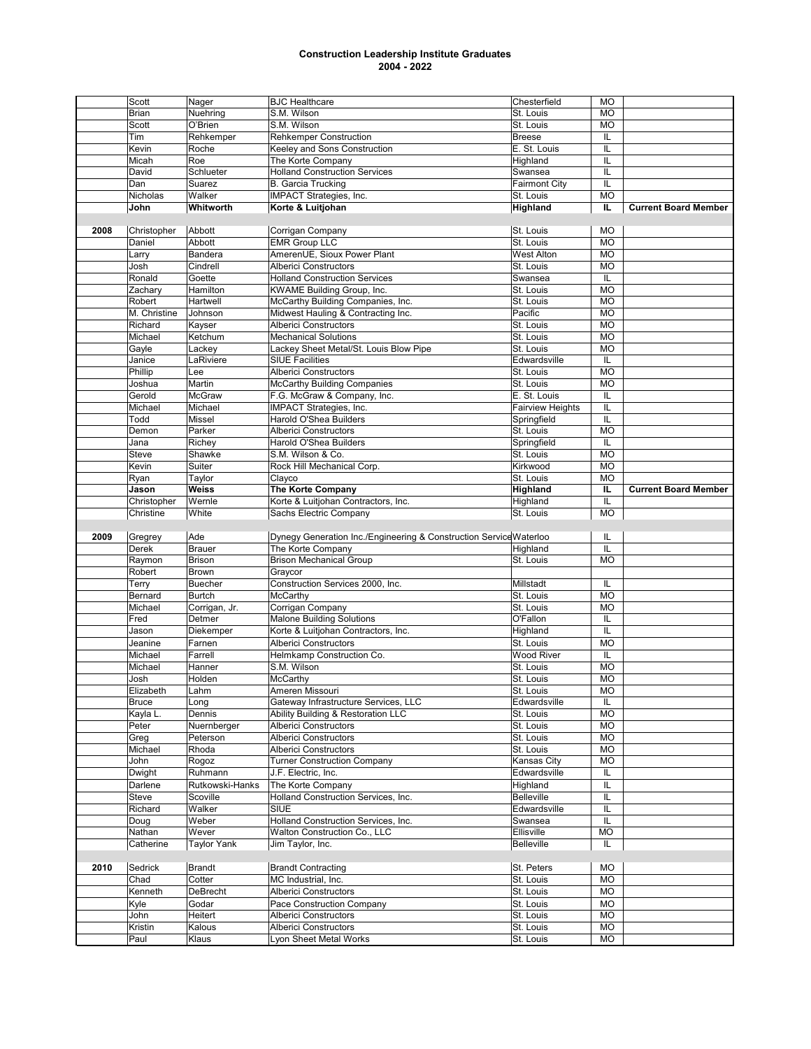**Construction Leadership Institute Graduates**
**2004 - 2022**

| | | | | | | |
|---|---|---|---|---|---|---|
| | Scott | Nager | BJC Healthcare | Chesterfield | MO | |
| | Brian | Nuehring | S.M. Wilson | St. Louis | MO | |
| | Scott | O'Brien | S.M. Wilson | St. Louis | MO | |
| | Tim | Rehkemper | Rehkemper Construction | Breese | IL | |
| | Kevin | Roche | Keeley and Sons Construction | E. St. Louis | IL | |
| | Micah | Roe | The Korte Company | Highland | IL | |
| | David | Schlueter | Holland Construction Services | Swansea | IL | |
| | Dan | Suarez | B. Garcia Trucking | Fairmont City | IL | |
| | Nicholas | Walker | IMPACT Strategies, Inc. | St. Louis | MO | |
| | **John** | **Whitworth** | **Korte & Luitjohan** | **Highland** | **IL** | **Current Board Member** |
| | | | | | | |
| **2008** | Christopher | Abbott | Corrigan Company | St. Louis | MO | |
| | Daniel | Abbott | EMR Group LLC | St. Louis | MO | |
| | Larry | Bandera | AmerenUE, Sioux Power Plant | West Alton | MO | |
| | Josh | Cindrell | Alberici Constructors | St. Louis | MO | |
| | Ronald | Goette | Holland Construction Services | Swansea | IL | |
| | Zachary | Hamilton | KWAME Building Group, Inc. | St. Louis | MO | |
| | Robert | Hartwell | McCarthy Building Companies, Inc. | St. Louis | MO | |
| | M. Christine | Johnson | Midwest Hauling & Contracting Inc. | Pacific | MO | |
| | Richard | Kayser | Alberici Constructors | St. Louis | MO | |
| | Michael | Ketchum | Mechanical Solutions | St. Louis | MO | |
| | Gayle | Lackey | Lackey Sheet Metal/St. Louis Blow Pipe | St. Louis | MO | |
| | Janice | LaRiviere | SIUE Facilities | Edwardsville | IL | |
| | Phillip | Lee | Alberici Constructors | St. Louis | MO | |
| | Joshua | Martin | McCarthy Building Companies | St. Louis | MO | |
| | Gerold | McGraw | F.G. McGraw & Company, Inc. | E. St. Louis | IL | |
| | Michael | Michael | IMPACT Strategies, Inc. | Fairview Heights | IL | |
| | Todd | Missel | Harold O'Shea Builders | Springfield | IL | |
| | Demon | Parker | Alberici Constructors | St. Louis | MO | |
| | Jana | Richey | Harold O'Shea Builders | Springfield | IL | |
| | Steve | Shawke | S.M. Wilson & Co. | St. Louis | MO | |
| | Kevin | Suiter | Rock Hill Mechanical Corp. | Kirkwood | MO | |
| | Ryan | Taylor | Clayco | St. Louis | MO | |
| | **Jason** | **Weiss** | **The Korte Company** | **Highland** | **IL** | **Current Board Member** |
| | Christopher | Wernle | Korte & Luitjohan Contractors, Inc. | Highland | IL | |
| | Christine | White | Sachs Electric Company | St. Louis | MO | |
| | | | | | | |
| **2009** | Gregrey | Ade | Dynegy Generation Inc./Engineering & Construction Service | Waterloo | IL | |
| | Derek | Brauer | The Korte Company | Highland | IL | |
| | Raymon | Brison | Brison Mechanical Group | St. Louis | MO | |
| | Robert | Brown | Graycor | | | |
| | Terry | Buecher | Construction Services 2000, Inc. | Millstadt | IL | |
| | Bernard | Burtch | McCarthy | St. Louis | MO | |
| | Michael | Corrigan, Jr. | Corrigan Company | St. Louis | MO | |
| | Fred | Detmer | Malone Building Solutions | O'Fallon | IL | |
| | Jason | Diekemper | Korte & Luitjohan Contractors, Inc. | Highland | IL | |
| | Jeanine | Farnen | Alberici Constructors | St. Louis | MO | |
| | Michael | Farrell | Helmkamp Construction Co. | Wood River | IL | |
| | Michael | Hanner | S.M. Wilson | St. Louis | MO | |
| | Josh | Holden | McCarthy | St. Louis | MO | |
| | Elizabeth | Lahm | Ameren Missouri | St. Louis | MO | |
| | Bruce | Long | Gateway Infrastructure Services, LLC | Edwardsville | IL | |
| | Kayla L. | Dennis | Ability Building & Restoration LLC | St. Louis | MO | |
| | Peter | Nuernberger | Alberici Constructors | St. Louis | MO | |
| | Greg | Peterson | Alberici Constructors | St. Louis | MO | |
| | Michael | Rhoda | Alberici Constructors | St. Louis | MO | |
| | John | Rogoz | Turner Construction Company | Kansas City | MO | |
| | Dwight | Ruhmann | J.F. Electric, Inc. | Edwardsville | IL | |
| | Darlene | Rutkowski-Hanks | The Korte Company | Highland | IL | |
| | Steve | Scoville | Holland Construction Services, Inc. | Belleville | IL | |
| | Richard | Walker | SIUE | Edwardsville | IL | |
| | Doug | Weber | Holland Construction Services, Inc. | Swansea | IL | |
| | Nathan | Wever | Walton Construction Co., LLC | Ellisville | MO | |
| | Catherine | Taylor Yank | Jim Taylor, Inc. | Belleville | IL | |
| | | | | | | |
| **2010** | Sedrick | Brandt | Brandt Contracting | St. Peters | MO | |
| | Chad | Cotter | MC Industrial, Inc. | St. Louis | MO | |
| | Kenneth | DeBrecht | Alberici Constructors | St. Louis | MO | |
| | Kyle | Godar | Pace Construction Company | St. Louis | MO | |
| | John | Heitert | Alberici Constructors | St. Louis | MO | |
| | Kristin | Kalous | Alberici Constructors | St. Louis | MO | |
| | Paul | Klaus | Lyon Sheet Metal Works | St. Louis | MO | |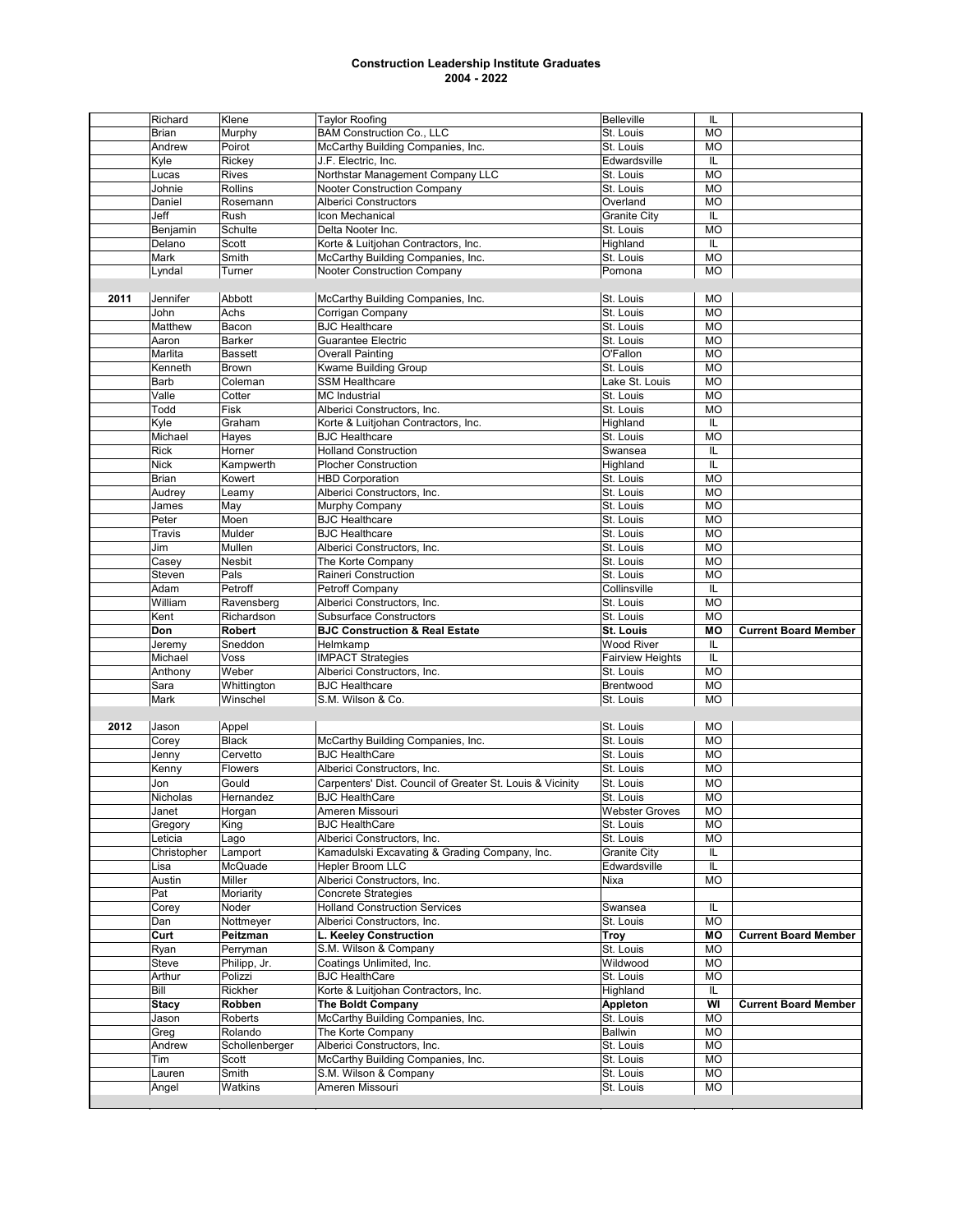**Construction Leadership Institute Graduates**
**2004 - 2022**

| | | | | | | |
|---|---|---|---|---|---|---|
| | Richard | Klene | Taylor Roofing | Belleville | IL | |
| | Brian | Murphy | BAM Construction Co., LLC | St. Louis | MO | |
| | Andrew | Poirot | McCarthy Building Companies, Inc. | St. Louis | MO | |
| | Kyle | Rickey | J.F. Electric, Inc. | Edwardsville | IL | |
| | Lucas | Rives | Northstar Management Company LLC | St. Louis | MO | |
| | Johnie | Rollins | Nooter Construction Company | St. Louis | MO | |
| | Daniel | Rosemann | Alberici Constructors | Overland | MO | |
| | Jeff | Rush | Icon Mechanical | Granite City | IL | |
| | Benjamin | Schulte | Delta Nooter Inc. | St. Louis | MO | |
| | Delano | Scott | Korte & Luitjohan Contractors, Inc. | Highland | IL | |
| | Mark | Smith | McCarthy Building Companies, Inc. | St. Louis | MO | |
| | Lyndal | Turner | Nooter Construction Company | Pomona | MO | |
| | | | | | | |
| **2011** | Jennifer | Abbott | McCarthy Building Companies, Inc. | St. Louis | MO | |
| | John | Achs | Corrigan Company | St. Louis | MO | |
| | Matthew | Bacon | BJC Healthcare | St. Louis | MO | |
| | Aaron | Barker | Guarantee Electric | St. Louis | MO | |
| | Marlita | Bassett | Overall Painting | O'Fallon | MO | |
| | Kenneth | Brown | Kwame Building Group | St. Louis | MO | |
| | Barb | Coleman | SSM Healthcare | Lake St. Louis | MO | |
| | Valle | Cotter | MC Industrial | St. Louis | MO | |
| | Todd | Fisk | Alberici Constructors, Inc. | St. Louis | MO | |
| | Kyle | Graham | Korte & Luitjohan Contractors, Inc. | Highland | IL | |
| | Michael | Hayes | BJC Healthcare | St. Louis | MO | |
| | Rick | Horner | Holland Construction | Swansea | IL | |
| | Nick | Kampwerth | Plocher Construction | Highland | IL | |
| | Brian | Kowert | HBD Corporation | St. Louis | MO | |
| | Audrey | Leamy | Alberici Constructors, Inc. | St. Louis | MO | |
| | James | May | Murphy Company | St. Louis | MO | |
| | Peter | Moen | BJC Healthcare | St. Louis | MO | |
| | Travis | Mulder | BJC Healthcare | St. Louis | MO | |
| | Jim | Mullen | Alberici Constructors, Inc. | St. Louis | MO | |
| | Casey | Nesbit | The Korte Company | St. Louis | MO | |
| | Steven | Pals | Raineri Construction | St. Louis | MO | |
| | Adam | Petroff | Petroff Company | Collinsville | IL | |
| | William | Ravensberg | Alberici Constructors, Inc. | St. Louis | MO | |
| | Kent | Richardson | Subsurface Constructors | St. Louis | MO | |
| | **Don** | **Robert** | **BJC Construction & Real Estate** | **St. Louis** | **MO** | **Current Board Member** |
| | Jeremy | Sneddon | Helmkamp | Wood River | IL | |
| | Michael | Voss | IMPACT Strategies | Fairview Heights | IL | |
| | Anthony | Weber | Alberici Constructors, Inc. | St. Louis | MO | |
| | Sara | Whittington | BJC Healthcare | Brentwood | MO | |
| | Mark | Winschel | S.M. Wilson & Co. | St. Louis | MO | |
| | | | | | | |
| **2012** | Jason | Appel | | St. Louis | MO | |
| | Corey | Black | McCarthy Building Companies, Inc. | St. Louis | MO | |
| | Jenny | Cervetto | BJC HealthCare | St. Louis | MO | |
| | Kenny | Flowers | Alberici Constructors, Inc. | St. Louis | MO | |
| | Jon | Gould | Carpenters' Dist. Council of Greater St. Louis & Vicinity | St. Louis | MO | |
| | Nicholas | Hernandez | BJC HealthCare | St. Louis | MO | |
| | Janet | Horgan | Ameren Missouri | Webster Groves | MO | |
| | Gregory | King | BJC HealthCare | St. Louis | MO | |
| | Leticia | Lago | Alberici Constructors, Inc. | St. Louis | MO | |
| | Christopher | Lamport | Kamadulski Excavating & Grading Company, Inc. | Granite City | IL | |
| | Lisa | McQuade | Hepler Broom LLC | Edwardsville | IL | |
| | Austin | Miller | Alberici Constructors, Inc. | Nixa | MO | |
| | Pat | Moriarity | Concrete Strategies | | | |
| | Corey | Noder | Holland Construction Services | Swansea | IL | |
| | Dan | Nottmeyer | Alberici Constructors, Inc. | St. Louis | MO | |
| | **Curt** | **Peitzman** | **L. Keeley Construction** | **Troy** | **MO** | **Current Board Member** |
| | Ryan | Perryman | S.M. Wilson & Company | St. Louis | MO | |
| | Steve | Philipp, Jr. | Coatings Unlimited, Inc. | Wildwood | MO | |
| | Arthur | Polizzi | BJC HealthCare | St. Louis | MO | |
| | Bill | Rickher | Korte & Luitjohan Contractors, Inc. | Highland | IL | |
| | **Stacy** | **Robben** | **The Boldt Company** | **Appleton** | **WI** | **Current Board Member** |
| | Jason | Roberts | McCarthy Building Companies, Inc. | St. Louis | MO | |
| | Greg | Rolando | The Korte Company | Ballwin | MO | |
| | Andrew | Schollenberger | Alberici Constructors, Inc. | St. Louis | MO | |
| | Tim | Scott | McCarthy Building Companies, Inc. | St. Louis | MO | |
| | Lauren | Smith | S.M. Wilson & Company | St. Louis | MO | |
| | Angel | Watkins | Ameren Missouri | St. Louis | MO | |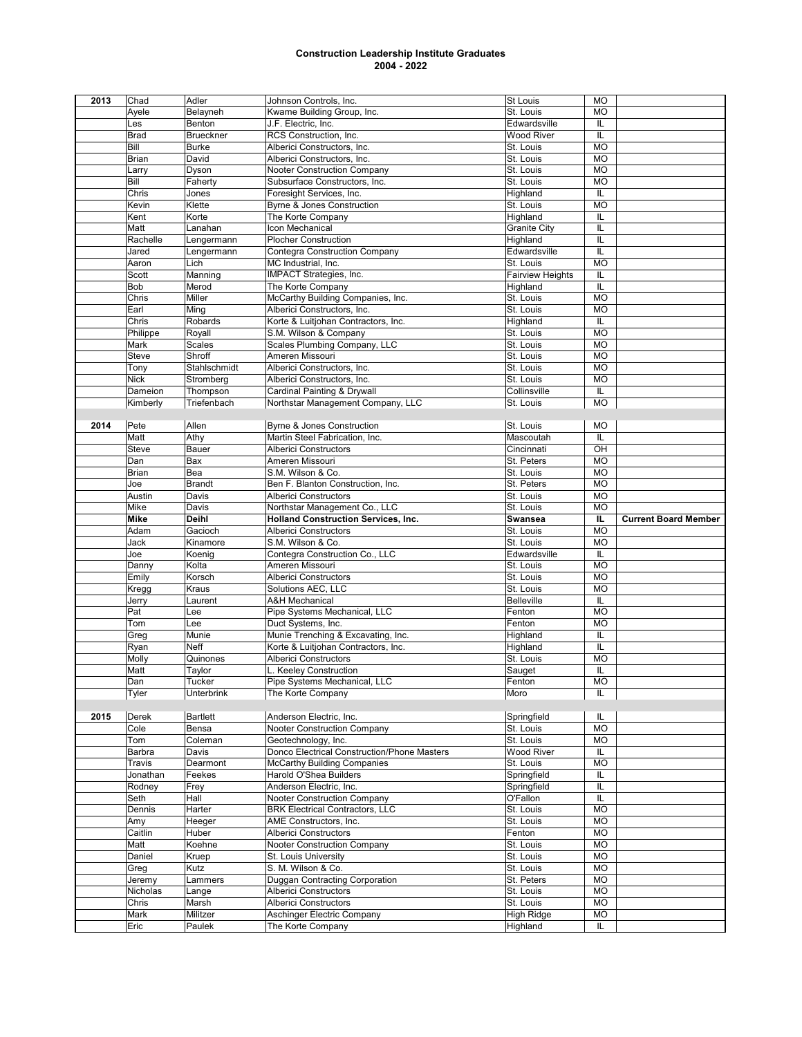# Construction Leadership Institute Graduates
## 2004 - 2022

| Year | First Name | Last Name | Company | City | State | Note |
|---|---|---|---|---|---|---|
| 2013 | Chad | Adler | Johnson Controls, Inc. | St Louis | MO | |
| | Ayele | Belayneh | Kwame Building Group, Inc. | St. Louis | MO | |
| | Les | Benton | J.F. Electric, Inc. | Edwardsville | IL | |
| | Brad | Brueckner | RCS Construction, Inc. | Wood River | IL | |
| | Bill | Burke | Alberici Constructors, Inc. | St. Louis | MO | |
| | Brian | David | Alberici Constructors, Inc. | St. Louis | MO | |
| | Larry | Dyson | Nooter Construction Company | St. Louis | MO | |
| | Bill | Faherty | Subsurface Constructors, Inc. | St. Louis | MO | |
| | Chris | Jones | Foresight Services, Inc. | Highland | IL | |
| | Kevin | Klette | Byrne & Jones Construction | St. Louis | MO | |
| | Kent | Korte | The Korte Company | Highland | IL | |
| | Matt | Lanahan | Icon Mechanical | Granite City | IL | |
| | Rachelle | Lengermann | Plocher Construction | Highland | IL | |
| | Jared | Lengermann | Contegra Construction Company | Edwardsville | IL | |
| | Aaron | Lich | MC Industrial, Inc. | St. Louis | MO | |
| | Scott | Manning | IMPACT Strategies, Inc. | Fairview Heights | IL | |
| | Bob | Merod | The Korte Company | Highland | IL | |
| | Chris | Miller | McCarthy Building Companies, Inc. | St. Louis | MO | |
| | Earl | Ming | Alberici Constructors, Inc. | St. Louis | MO | |
| | Chris | Robards | Korte & Luitjohan Contractors, Inc. | Highland | IL | |
| | Philippe | Royall | S.M. Wilson & Company | St. Louis | MO | |
| | Mark | Scales | Scales Plumbing Company, LLC | St. Louis | MO | |
| | Steve | Shroff | Ameren Missouri | St. Louis | MO | |
| | Tony | Stahlschmidt | Alberici Constructors, Inc. | St. Louis | MO | |
| | Nick | Stromberg | Alberici Constructors, Inc. | St. Louis | MO | |
| | Dameion | Thompson | Cardinal Painting & Drywall | Collinsville | IL | |
| | Kimberly | Triefenbach | Northstar Management Company, LLC | St. Louis | MO | |
| | | | | | | |
| 2014 | Pete | Allen | Byrne & Jones Construction | St. Louis | MO | |
| | Matt | Athy | Martin Steel Fabrication, Inc. | Mascoutah | IL | |
| | Steve | Bauer | Alberici Constructors | Cincinnati | OH | |
| | Dan | Bax | Ameren Missouri | St. Peters | MO | |
| | Brian | Bea | S.M. Wilson & Co. | St. Louis | MO | |
| | Joe | Brandt | Ben F. Blanton Construction, Inc. | St. Peters | MO | |
| | Austin | Davis | Alberici Constructors | St. Louis | MO | |
| | Mike | Davis | Northstar Management Co., LLC | St. Louis | MO | |
| | **Mike** | **Deihl** | **Holland Construction Services, Inc.** | **Swansea** | **IL** | **Current Board Member** |
| | Adam | Gacioch | Alberici Constructors | St. Louis | MO | |
| | Jack | Kinamore | S.M. Wilson & Co. | St. Louis | MO | |
| | Joe | Koenig | Contegra Construction Co., LLC | Edwardsville | IL | |
| | Danny | Kolta | Ameren Missouri | St. Louis | MO | |
| | Emily | Korsch | Alberici Constructors | St. Louis | MO | |
| | Kregg | Kraus | Solutions AEC, LLC | St. Louis | MO | |
| | Jerry | Laurent | A&H Mechanical | Belleville | IL | |
| | Pat | Lee | Pipe Systems Mechanical, LLC | Fenton | MO | |
| | Tom | Lee | Duct Systems, Inc. | Fenton | MO | |
| | Greg | Munie | Munie Trenching & Excavating, Inc. | Highland | IL | |
| | Ryan | Neff | Korte & Luitjohan Contractors, Inc. | Highland | IL | |
| | Molly | Quinones | Alberici Constructors | St. Louis | MO | |
| | Matt | Taylor | L. Keeley Construction | Sauget | IL | |
| | Dan | Tucker | Pipe Systems Mechanical, LLC | Fenton | MO | |
| | Tyler | Unterbrink | The Korte Company | Moro | IL | |
| | | | | | | |
| 2015 | Derek | Bartlett | Anderson Electric, Inc. | Springfield | IL | |
| | Cole | Bensa | Nooter Construction Company | St. Louis | MO | |
| | Tom | Coleman | Geotechnology, Inc. | St. Louis | MO | |
| | Barbra | Davis | Donco Electrical Construction/Phone Masters | Wood River | IL | |
| | Travis | Dearmont | McCarthy Building Companies | St. Louis | MO | |
| | Jonathan | Feekes | Harold O'Shea Builders | Springfield | IL | |
| | Rodney | Frey | Anderson Electric, Inc. | Springfield | IL | |
| | Seth | Hall | Nooter Construction Company | O'Fallon | IL | |
| | Dennis | Harter | BRK Electrical Contractors, LLC | St. Louis | MO | |
| | Amy | Heeger | AME Constructors, Inc. | St. Louis | MO | |
| | Caitlin | Huber | Alberici Constructors | Fenton | MO | |
| | Matt | Koehne | Nooter Construction Company | St. Louis | MO | |
| | Daniel | Kruep | St. Louis University | St. Louis | MO | |
| | Greg | Kutz | S. M. Wilson & Co. | St. Louis | MO | |
| | Jeremy | Lammers | Duggan Contracting Corporation | St. Peters | MO | |
| | Nicholas | Lange | Alberici Constructors | St. Louis | MO | |
| | Chris | Marsh | Alberici Constructors | St. Louis | MO | |
| | Mark | Militzer | Aschinger Electric Company | High Ridge | MO | |
| | Eric | Paulek | The Korte Company | Highland | IL | |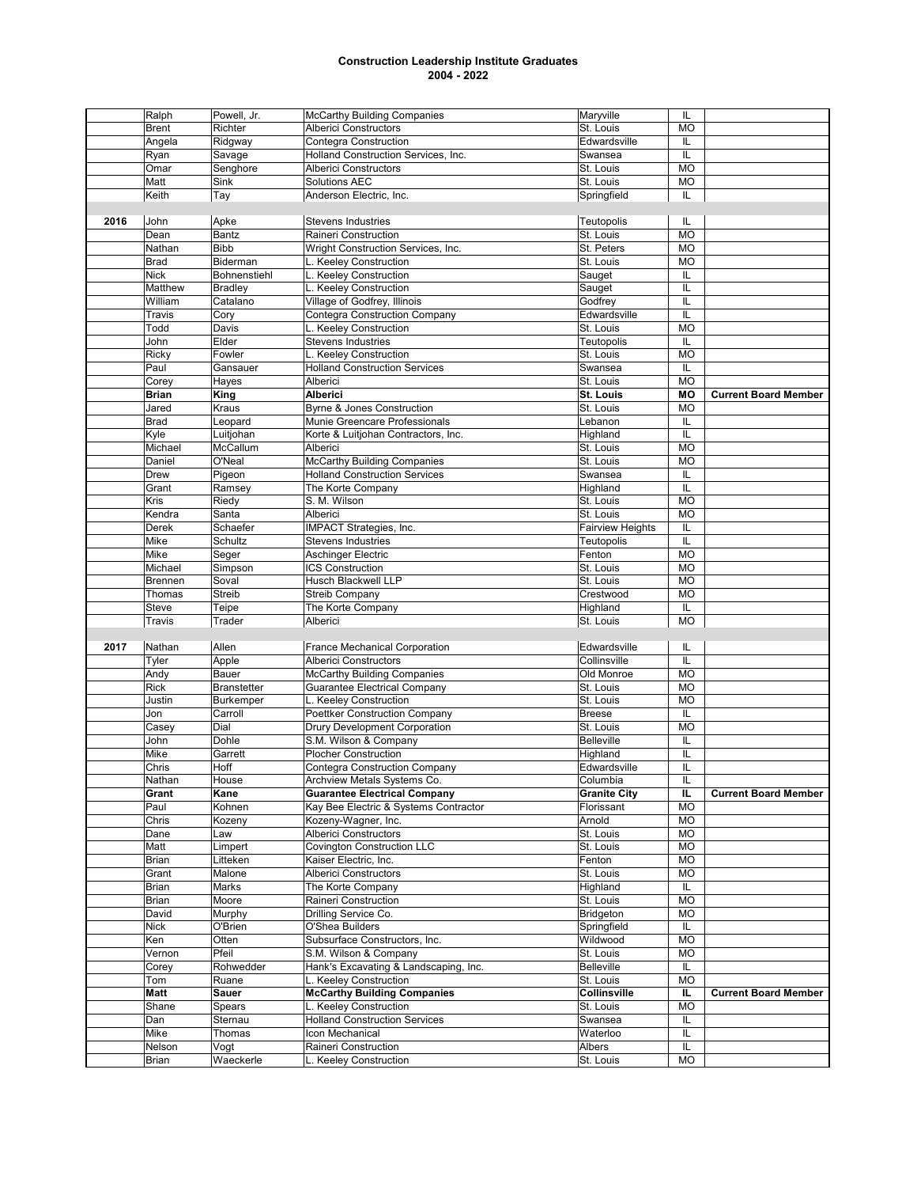**Construction Leadership Institute Graduates**
**2004 - 2022**

| | | | | | | |
|---|---|---|---|---|---|---|
| | Ralph | Powell, Jr. | McCarthy Building Companies | Maryville | IL | |
| | Brent | Richter | Alberici Constructors | St. Louis | MO | |
| | Angela | Ridgway | Contegra Construction | Edwardsville | IL | |
| | Ryan | Savage | Holland Construction Services, Inc. | Swansea | IL | |
| | Omar | Senghore | Alberici Constructors | St. Louis | MO | |
| | Matt | Sink | Solutions AEC | St. Louis | MO | |
| | Keith | Tay | Anderson Electric, Inc. | Springfield | IL | |
| | | | | | | |
| **2016** | John | Apke | Stevens Industries | Teutopolis | IL | |
| | Dean | Bantz | Raineri Construction | St. Louis | MO | |
| | Nathan | Bibb | Wright Construction Services, Inc. | St. Peters | MO | |
| | Brad | Biderman | L. Keeley Construction | St. Louis | MO | |
| | Nick | Bohnenstiehl | L. Keeley Construction | Sauget | IL | |
| | Matthew | Bradley | L. Keeley Construction | Sauget | IL | |
| | William | Catalano | Village of Godfrey, Illinois | Godfrey | IL | |
| | Travis | Cory | Contegra Construction Company | Edwardsville | IL | |
| | Todd | Davis | L. Keeley Construction | St. Louis | MO | |
| | John | Elder | Stevens Industries | Teutopolis | IL | |
| | Ricky | Fowler | L. Keeley Construction | St. Louis | MO | |
| | Paul | Gansauer | Holland Construction Services | Swansea | IL | |
| | Corey | Hayes | Alberici | St. Louis | MO | |
| | **Brian** | **King** | **Alberici** | **St. Louis** | **MO** | **Current Board Member** |
| | Jared | Kraus | Byrne & Jones Construction | St. Louis | MO | |
| | Brad | Leopard | Munie Greencare Professionals | Lebanon | IL | |
| | Kyle | Luitjohan | Korte & Luitjohan Contractors, Inc. | Highland | IL | |
| | Michael | McCallum | Alberici | St. Louis | MO | |
| | Daniel | O'Neal | McCarthy Building Companies | St. Louis | MO | |
| | Drew | Pigeon | Holland Construction Services | Swansea | IL | |
| | Grant | Ramsey | The Korte Company | Highland | IL | |
| | Kris | Riedy | S. M. Wilson | St. Louis | MO | |
| | Kendra | Santa | Alberici | St. Louis | MO | |
| | Derek | Schaefer | IMPACT Strategies, Inc. | Fairview Heights | IL | |
| | Mike | Schultz | Stevens Industries | Teutopolis | IL | |
| | Mike | Seger | Aschinger Electric | Fenton | MO | |
| | Michael | Simpson | ICS Construction | St. Louis | MO | |
| | Brennen | Soval | Husch Blackwell LLP | St. Louis | MO | |
| | Thomas | Streib | Streib Company | Crestwood | MO | |
| | Steve | Teipe | The Korte Company | Highland | IL | |
| | Travis | Trader | Alberici | St. Louis | MO | |
| | | | | | | |
| **2017** | Nathan | Allen | France Mechanical Corporation | Edwardsville | IL | |
| | Tyler | Apple | Alberici Constructors | Collinsville | IL | |
| | Andy | Bauer | McCarthy Building Companies | Old Monroe | MO | |
| | Rick | Branstetter | Guarantee Electrical Company | St. Louis | MO | |
| | Justin | Burkemper | L. Keeley Construction | St. Louis | MO | |
| | Jon | Carroll | Poettker Construction Company | Breese | IL | |
| | Casey | Dial | Drury Development Corporation | St. Louis | MO | |
| | John | Dohle | S.M. Wilson & Company | Belleville | IL | |
| | Mike | Garrett | Plocher Construction | Highland | IL | |
| | Chris | Hoff | Contegra Construction Company | Edwardsville | IL | |
| | Nathan | House | Archview Metals Systems Co. | Columbia | IL | |
| | **Grant** | **Kane** | **Guarantee Electrical Company** | **Granite City** | **IL** | **Current Board Member** |
| | Paul | Kohnen | Kay Bee Electric & Systems Contractor | Florissant | MO | |
| | Chris | Kozeny | Kozeny-Wagner, Inc. | Arnold | MO | |
| | Dane | Law | Alberici Constructors | St. Louis | MO | |
| | Matt | Limpert | Covington Construction LLC | St. Louis | MO | |
| | Brian | Litteken | Kaiser Electric, Inc. | Fenton | MO | |
| | Grant | Malone | Alberici Constructors | St. Louis | MO | |
| | Brian | Marks | The Korte Company | Highland | IL | |
| | Brian | Moore | Raineri Construction | St. Louis | MO | |
| | David | Murphy | Drilling Service Co. | Bridgeton | MO | |
| | Nick | O'Brien | O'Shea Builders | Springfield | IL | |
| | Ken | Otten | Subsurface Constructors, Inc. | Wildwood | MO | |
| | Vernon | Pfeil | S.M. Wilson & Company | St. Louis | MO | |
| | Corey | Rohwedder | Hank's Excavating & Landscaping, Inc. | Belleville | IL | |
| | Tom | Ruane | L. Keeley Construction | St. Louis | MO | |
| | **Matt** | **Sauer** | **McCarthy Building Companies** | **Collinsville** | **IL** | **Current Board Member** |
| | Shane | Spears | L. Keeley Construction | St. Louis | MO | |
| | Dan | Sternau | Holland Construction Services | Swansea | IL | |
| | Mike | Thomas | Icon Mechanical | Waterloo | IL | |
| | Nelson | Vogt | Raineri Construction | Albers | IL | |
| | Brian | Waeckerle | L. Keeley Construction | St. Louis | MO | |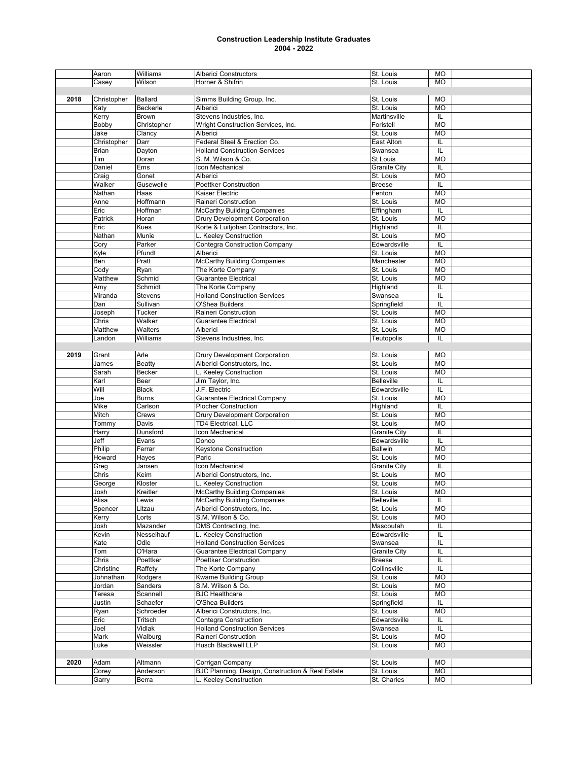**Construction Leadership Institute Graduates**
**2004 - 2022**

| | | | | | | |
|---|---|---|---|---|---|---|
| | Aaron | Williams | Alberici Constructors | St. Louis | MO | |
| | Casey | Wilson | Horner & Shifrin | St. Louis | MO | |
| | | | | | | |
| **2018** | Christopher | Ballard | Simms Building Group, Inc. | St. Louis | MO | |
| | Katy | Beckerle | Alberici | St. Louis | MO | |
| | Kerry | Brown | Stevens Industries, Inc. | Martinsville | IL | |
| | Bobby | Christopher | Wright Construction Services, Inc. | Foristell | MO | |
| | Jake | Clancy | Alberici | St. Louis | MO | |
| | Christopher | Darr | Federal Steel & Erection Co. | East Alton | IL | |
| | Brian | Dayton | Holland Construction Services | Swansea | IL | |
| | Tim | Doran | S. M. Wilson & Co. | St Louis | MO | |
| | Daniel | Ems | Icon Mechanical | Granite City | IL | |
| | Craig | Gonet | Alberici | St. Louis | MO | |
| | Walker | Gusewelle | Poettker Construction | Breese | IL | |
| | Nathan | Haas | Kaiser Electric | Fenton | MO | |
| | Anne | Hoffmann | Raineri Construction | St. Louis | MO | |
| | Eric | Hoffman | McCarthy Building Companies | Effingham | IL | |
| | Patrick | Horan | Drury Development Corporation | St. Louis | MO | |
| | Eric | Kues | Korte & Luitjohan Contractors, Inc. | Highland | IL | |
| | Nathan | Munie | L. Keeley Construction | St. Louis | MO | |
| | Cory | Parker | Contegra Construction Company | Edwardsville | IL | |
| | Kyle | Pfundt | Alberici | St. Louis | MO | |
| | Ben | Pratt | McCarthy Building Companies | Manchester | MO | |
| | Cody | Ryan | The Korte Company | St. Louis | MO | |
| | Matthew | Schmid | Guarantee Electrical | St. Louis | MO | |
| | Amy | Schmidt | The Korte Company | Highland | IL | |
| | Miranda | Stevens | Holland Construction Services | Swansea | IL | |
| | Dan | Sullivan | O'Shea Builders | Springfield | IL | |
| | Joseph | Tucker | Raineri Construction | St. Louis | MO | |
| | Chris | Walker | Guarantee Electrical | St. Louis | MO | |
| | Matthew | Walters | Alberici | St. Louis | MO | |
| | Landon | Williams | Stevens Industries, Inc. | Teutopolis | IL | |
| | | | | | | |
| **2019** | Grant | Arle | Drury Development Corporation | St. Louis | MO | |
| | James | Beatty | Alberici Constructors, Inc. | St. Louis | MO | |
| | Sarah | Becker | L. Keeley Construction | St. Louis | MO | |
| | Karl | Beer | Jim Taylor, Inc. | Belleville | IL | |
| | Will | Black | J.F. Electric | Edwardsville | IL | |
| | Joe | Burns | Guarantee Electrical Company | St. Louis | MO | |
| | Mike | Carlson | Plocher Construction | Highland | IL | |
| | Mitch | Crews | Drury Development Corporation | St. Louis | MO | |
| | Tommy | Davis | TD4 Electrical, LLC | St. Louis | MO | |
| | Harry | Dunsford | Icon Mechanical | Granite City | IL | |
| | Jeff | Evans | Donco | Edwardsville | IL | |
| | Philip | Ferrar | Keystone Construction | Ballwin | MO | |
| | Howard | Hayes | Paric | St. Louis | MO | |
| | Greg | Jansen | Icon Mechanical | Granite City | IL | |
| | Chris | Keim | Alberici Constructors, Inc. | St. Louis | MO | |
| | George | Kloster | L. Keeley Construction | St. Louis | MO | |
| | Josh | Kreitler | McCarthy Building Companies | St. Louis | MO | |
| | Alisa | Lewis | McCarthy Building Companies | Belleville | IL | |
| | Spencer | Litzau | Alberici Constructors, Inc. | St. Louis | MO | |
| | Kerry | Lorts | S.M. Wilson & Co. | St. Louis | MO | |
| | Josh | Mazander | DMS Contracting, Inc. | Mascoutah | IL | |
| | Kevin | Nesselhauf | L. Keeley Construction | Edwardsville | IL | |
| | Kate | Odle | Holland Construction Services | Swansea | IL | |
| | Tom | O'Hara | Guarantee Electrical Company | Granite City | IL | |
| | Chris | Poettker | Poettker Construction | Breese | IL | |
| | Christine | Raffety | The Korte Company | Collinsville | IL | |
| | Johnathan | Rodgers | Kwame Building Group | St. Louis | MO | |
| | Jordan | Sanders | S.M. Wilson & Co. | St. Louis | MO | |
| | Teresa | Scannell | BJC Healthcare | St. Louis | MO | |
| | Justin | Schaefer | O'Shea Builders | Springfield | IL | |
| | Ryan | Schroeder | Alberici Constructors, Inc. | St. Louis | MO | |
| | Eric | Tritsch | Contegra Construction | Edwardsville | IL | |
| | Joel | Vidlak | Holland Construction Services | Swansea | IL | |
| | Mark | Walburg | Raineri Construction | St. Louis | MO | |
| | Luke | Weissler | Husch Blackwell LLP | St. Louis | MO | |
| | | | | | | |
| **2020** | Adam | Altmann | Corrigan Company | St. Louis | MO | |
| | Corey | Anderson | BJC Planning, Design, Construction & Real Estate | St. Louis | MO | |
| | Garry | Berra | L. Keeley Construction | St. Charles | MO | |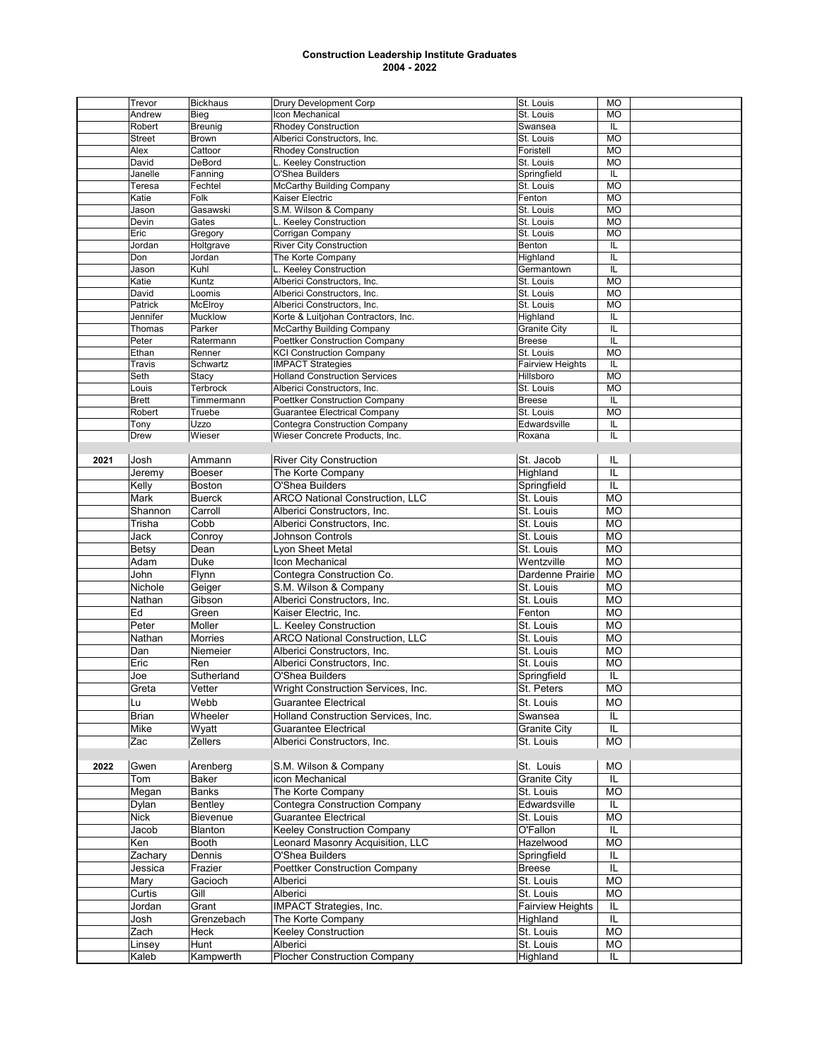# Construction Leadership Institute Graduates
## 2004 - 2022

| Year | First Name | Last Name | Company | City | State | |
|---|---|---|---|---|---|---|
| | Trevor | Bickhaus | Drury Development Corp | St. Louis | MO | |
| | Andrew | Bieg | Icon Mechanical | St. Louis | MO | |
| | Robert | Breunig | Rhodey Construction | Swansea | IL | |
| | Street | Brown | Alberici Constructors, Inc. | St. Louis | MO | |
| | Alex | Cattoor | Rhodey Construction | Foristell | MO | |
| | David | DeBord | L. Keeley Construction | St. Louis | MO | |
| | Janelle | Fanning | O'Shea Builders | Springfield | IL | |
| | Teresa | Fechtel | McCarthy Building Company | St. Louis | MO | |
| | Katie | Folk | Kaiser Electric | Fenton | MO | |
| | Jason | Gasawski | S.M. Wilson & Company | St. Louis | MO | |
| | Devin | Gates | L. Keeley Construction | St. Louis | MO | |
| | Eric | Gregory | Corrigan Company | St. Louis | MO | |
| | Jordan | Holtgrave | River City Construction | Benton | IL | |
| | Don | Jordan | The Korte Company | Highland | IL | |
| | Jason | Kuhl | L. Keeley Construction | Germantown | IL | |
| | Katie | Kuntz | Alberici Constructors, Inc. | St. Louis | MO | |
| | David | Loomis | Alberici Constructors, Inc. | St. Louis | MO | |
| | Patrick | McElroy | Alberici Constructors, Inc. | St. Louis | MO | |
| | Jennifer | Mucklow | Korte & Luitjohan Contractors, Inc. | Highland | IL | |
| | Thomas | Parker | McCarthy Building Company | Granite City | IL | |
| | Peter | Ratermann | Poettker Construction Company | Breese | IL | |
| | Ethan | Renner | KCI Construction Company | St. Louis | MO | |
| | Travis | Schwartz | IMPACT Strategies | Fairview Heights | IL | |
| | Seth | Stacy | Holland Construction Services | Hillsboro | MO | |
| | Louis | Terbrock | Alberici Constructors, Inc. | St. Louis | MO | |
| | Brett | Timmermann | Poettker Construction Company | Breese | IL | |
| | Robert | Truebe | Guarantee Electrical Company | St. Louis | MO | |
| | Tony | Uzzo | Contegra Construction Company | Edwardsville | IL | |
| | Drew | Wieser | Wieser Concrete Products, Inc. | Roxana | IL | |
| | | | | | | |
| 2021 | Josh | Ammann | River City Construction | St. Jacob | IL | |
| | Jeremy | Boeser | The Korte Company | Highland | IL | |
| | Kelly | Boston | O'Shea Builders | Springfield | IL | |
| | Mark | Buerck | ARCO National Construction, LLC | St. Louis | MO | |
| | Shannon | Carroll | Alberici Constructors, Inc. | St. Louis | MO | |
| | Trisha | Cobb | Alberici Constructors, Inc. | St. Louis | MO | |
| | Jack | Conroy | Johnson Controls | St. Louis | MO | |
| | Betsy | Dean | Lyon Sheet Metal | St. Louis | MO | |
| | Adam | Duke | Icon Mechanical | Wentzville | MO | |
| | John | Flynn | Contegra Construction Co. | Dardenne Prairie | MO | |
| | Nichole | Geiger | S.M. Wilson & Company | St. Louis | MO | |
| | Nathan | Gibson | Alberici Constructors, Inc. | St. Louis | MO | |
| | Ed | Green | Kaiser Electric, Inc. | Fenton | MO | |
| | Peter | Moller | L. Keeley Construction | St. Louis | MO | |
| | Nathan | Morries | ARCO National Construction, LLC | St. Louis | MO | |
| | Dan | Niemeier | Alberici Constructors, Inc. | St. Louis | MO | |
| | Eric | Ren | Alberici Constructors, Inc. | St. Louis | MO | |
| | Joe | Sutherland | O'Shea Builders | Springfield | IL | |
| | Greta | Vetter | Wright Construction Services, Inc. | St. Peters | MO | |
| | Lu | Webb | Guarantee Electrical | St. Louis | MO | |
| | Brian | Wheeler | Holland Construction Services, Inc. | Swansea | IL | |
| | Mike | Wyatt | Guarantee Electrical | Granite City | IL | |
| | Zac | Zellers | Alberici Constructors, Inc. | St. Louis | MO | |
| | | | | | | |
| 2022 | Gwen | Arenberg | S.M. Wilson & Company | St. Louis | MO | |
| | Tom | Baker | icon Mechanical | Granite City | IL | |
| | Megan | Banks | The Korte Company | St. Louis | MO | |
| | Dylan | Bentley | Contegra Construction Company | Edwardsville | IL | |
| | Nick | Bievenue | Guarantee Electrical | St. Louis | MO | |
| | Jacob | Blanton | Keeley Construction Company | O'Fallon | IL | |
| | Ken | Booth | Leonard Masonry Acquisition, LLC | Hazelwood | MO | |
| | Zachary | Dennis | O'Shea Builders | Springfield | IL | |
| | Jessica | Frazier | Poettker Construction Company | Breese | IL | |
| | Mary | Gacioch | Alberici | St. Louis | MO | |
| | Curtis | Gill | Alberici | St. Louis | MO | |
| | Jordan | Grant | IMPACT Strategies, Inc. | Fairview Heights | IL | |
| | Josh | Grenzebach | The Korte Company | Highland | IL | |
| | Zach | Heck | Keeley Construction | St. Louis | MO | |
| | Linsey | Hunt | Alberici | St. Louis | MO | |
| | Kaleb | Kampwerth | Plocher Construction Company | Highland | IL | |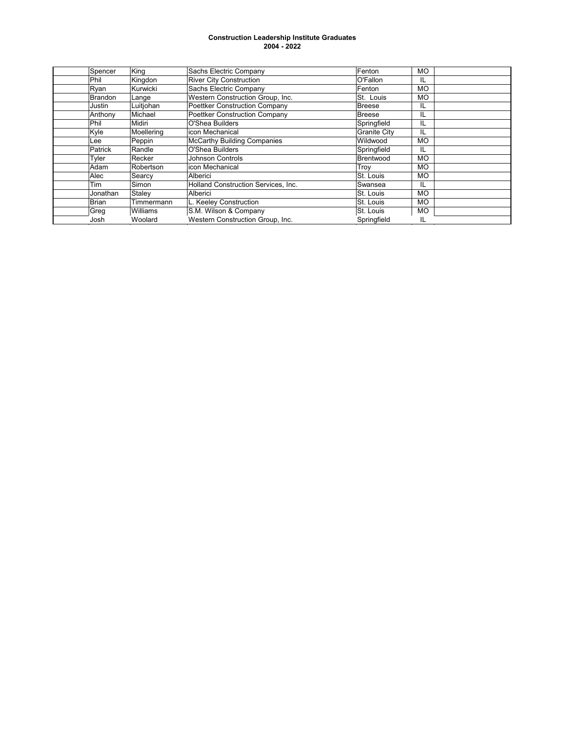**Construction Leadership Institute Graduates**
**2004 - 2022**

| | | | | | | |
|---|---|---|---|---|---|---|
| | Spencer | King | Sachs Electric Company | Fenton | MO | |
| | Phil | Kingdon | River City Construction | O'Fallon | IL | |
| | Ryan | Kurwicki | Sachs Electric Company | Fenton | MO | |
| | Brandon | Lange | Western Construction Group, Inc. | St. Louis | MO | |
| | Justin | Luitjohan | Poettker Construction Company | Breese | IL | |
| | Anthony | Michael | Poettker Construction Company | Breese | IL | |
| | Phil | Midiri | O'Shea Builders | Springfield | IL | |
| | Kyle | Moellering | icon Mechanical | Granite City | IL | |
| | Lee | Peppin | McCarthy Building Companies | Wildwood | MO | |
| | Patrick | Randle | O'Shea Builders | Springfield | IL | |
| | Tyler | Recker | Johnson Controls | Brentwood | MO | |
| | Adam | Robertson | icon Mechanical | Troy | MO | |
| | Alec | Searcy | Alberici | St. Louis | MO | |
| | Tim | Simon | Holland Construction Services, Inc. | Swansea | IL | |
| | Jonathan | Staley | Alberici | St. Louis | MO | |
| | Brian | Timmermann | L. Keeley Construction | St. Louis | MO | |
| | Greg | Williams | S.M. Wilson & Company | St. Louis | MO | |
| | Josh | Woolard | Western Construction Group, Inc. | Springfield | IL | |